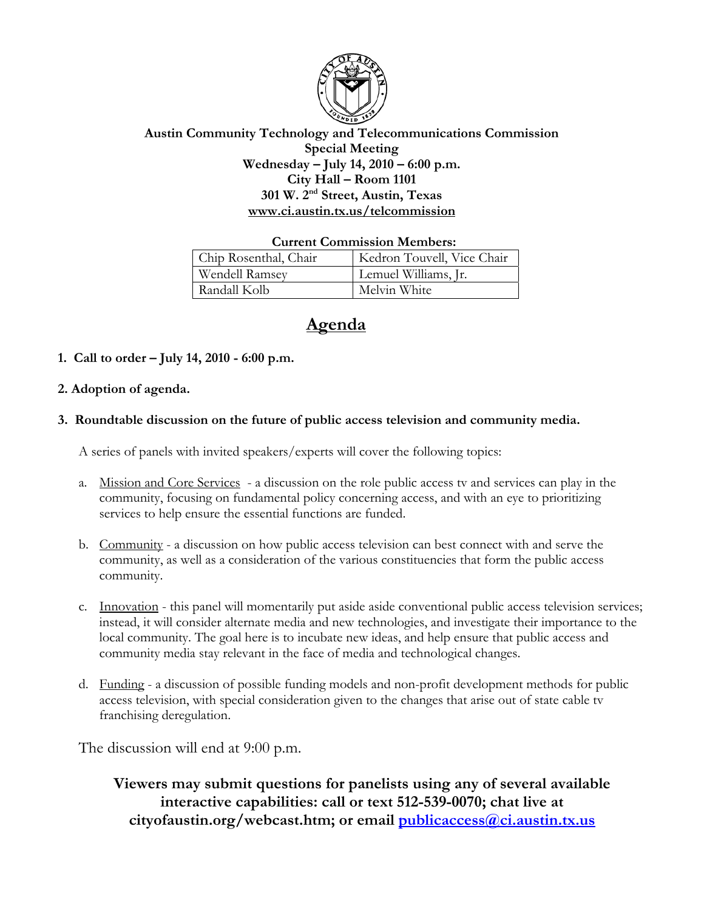**Austin Community Technology and Telecommunications Commission**
**Special Meeting**
**Wednesday – July 14, 2010 – 6:00 p.m.**
**City Hall – Room 1101**
**301 W. 2nd Street, Austin, Texas**
**www.ci.austin.tx.us/telcommission**

**Current Commission Members:**

| Chip Rosenthal, Chair | Kedron Touvell, Vice Chair |
|---|---|
| Wendell Ramsey | Lemuel Williams, Jr. |
| Randall Kolb | Melvin White |

# Agenda

**1. Call to order – July 14, 2010 - 6:00 p.m.**

**2. Adoption of agenda.**

**3. Roundtable discussion on the future of public access television and community media.**

A series of panels with invited speakers/experts will cover the following topics:

a. Mission and Core Services - a discussion on the role public access tv and services can play in the community, focusing on fundamental policy concerning access, and with an eye to prioritizing services to help ensure the essential functions are funded.

b. Community - a discussion on how public access television can best connect with and serve the community, as well as a consideration of the various constituencies that form the public access community.

c. Innovation - this panel will momentarily put aside aside conventional public access television services; instead, it will consider alternate media and new technologies, and investigate their importance to the local community. The goal here is to incubate new ideas, and help ensure that public access and community media stay relevant in the face of media and technological changes.

d. Funding - a discussion of possible funding models and non-profit development methods for public access television, with special consideration given to the changes that arise out of state cable tv franchising deregulation.

The discussion will end at 9:00 p.m.

**Viewers may submit questions for panelists using any of several available interactive capabilities: call or text 512-539-0070; chat live at cityofaustin.org/webcast.htm; or email publicaccess@ci.austin.tx.us**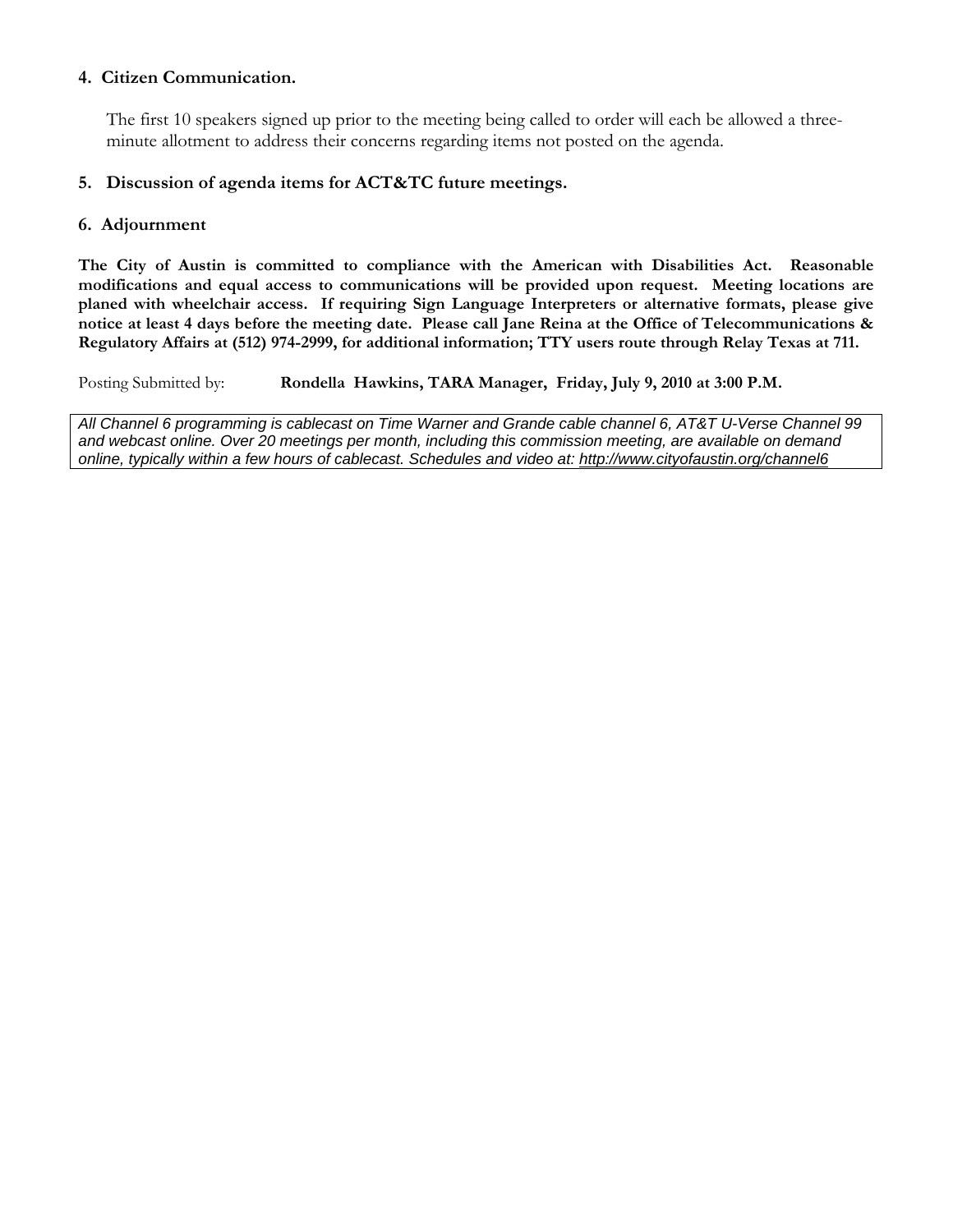**4. Citizen Communication.**

The first 10 speakers signed up prior to the meeting being called to order will each be allowed a three-minute allotment to address their concerns regarding items not posted on the agenda.

**5. Discussion of agenda items for ACT&TC future meetings.**

**6. Adjournment**

**The City of Austin is committed to compliance with the American with Disabilities Act. Reasonable modifications and equal access to communications will be provided upon request. Meeting locations are planed with wheelchair access. If requiring Sign Language Interpreters or alternative formats, please give notice at least 4 days before the meeting date. Please call Jane Reina at the Office of Telecommunications & Regulatory Affairs at (512) 974-2999, for additional information; TTY users route through Relay Texas at 711.**

Posting Submitted by: **Rondella Hawkins, TARA Manager, Friday, July 9, 2010 at 3:00 P.M.**

*All Channel 6 programming is cablecast on Time Warner and Grande cable channel 6, AT&T U-Verse Channel 99 and webcast online. Over 20 meetings per month, including this commission meeting, are available on demand online, typically within a few hours of cablecast. Schedules and video at: http://www.cityofaustin.org/channel6*